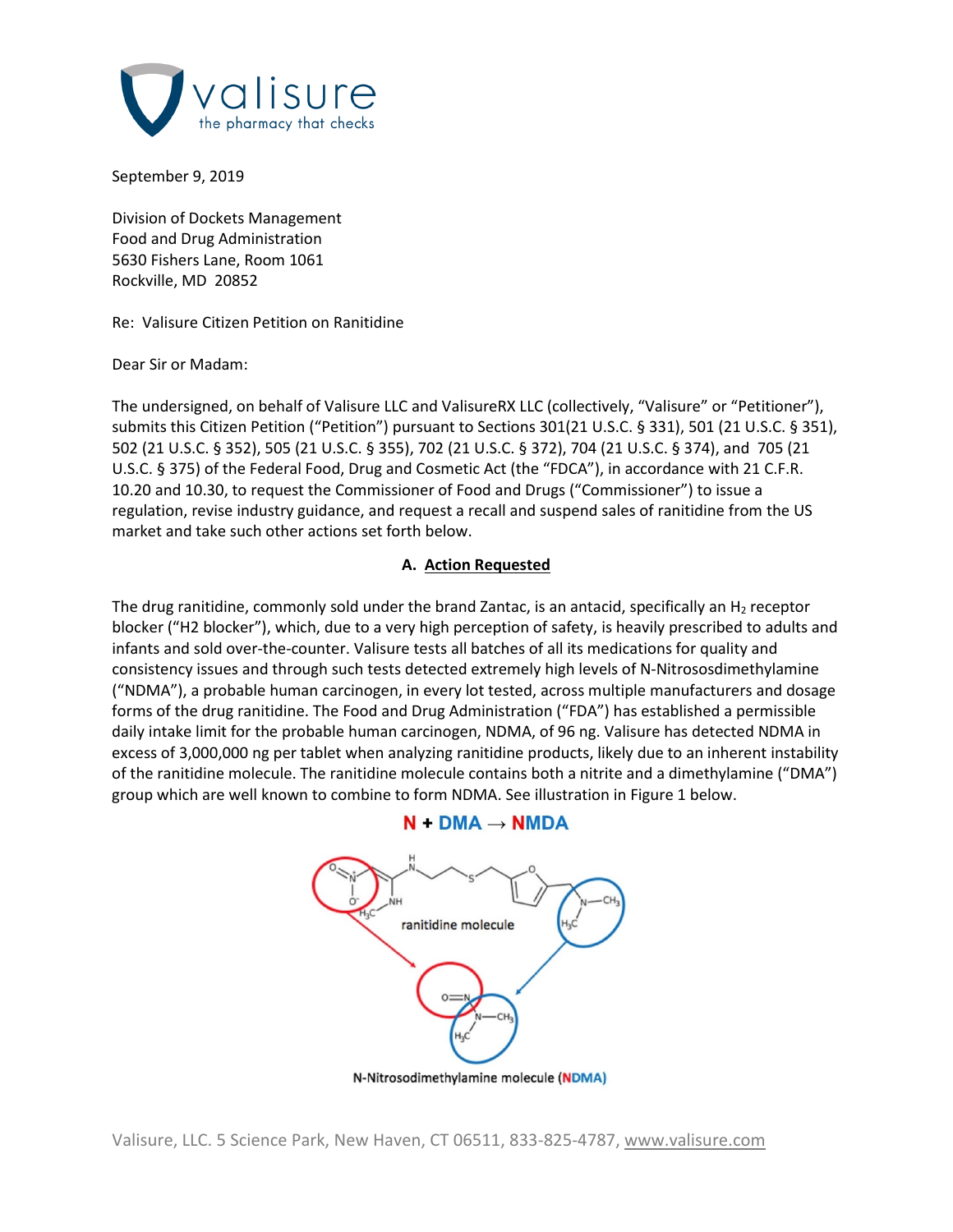September 9, 2019

Division of Dockets Management
Food and Drug Administration
5630 Fishers Lane, Room 1061
Rockville, MD 20852

Re: Valisure Citizen Petition on Ranitidine

Dear Sir or Madam:

The undersigned, on behalf of Valisure LLC and ValisureRX LLC (collectively, "Valisure" or "Petitioner"), submits this Citizen Petition ("Petition") pursuant to Sections 301(21 U.S.C. § 331), 501 (21 U.S.C. § 351), 502 (21 U.S.C. § 352), 505 (21 U.S.C. § 355), 702 (21 U.S.C. § 372), 704 (21 U.S.C. § 374), and 705 (21 U.S.C. § 375) of the Federal Food, Drug and Cosmetic Act (the "FDCA"), in accordance with 21 C.F.R. 10.20 and 10.30, to request the Commissioner of Food and Drugs ("Commissioner") to issue a regulation, revise industry guidance, and request a recall and suspend sales of ranitidine from the US market and take such other actions set forth below.

### A. Action Requested

The drug ranitidine, commonly sold under the brand Zantac, is an antacid, specifically an $H_2$ receptor blocker ("H2 blocker"), which, due to a very high perception of safety, is heavily prescribed to adults and infants and sold over-the-counter. Valisure tests all batches of all its medications for quality and consistency issues and through such tests detected extremely high levels of N-Nitrososdimethylamine ("NDMA"), a probable human carcinogen, in every lot tested, across multiple manufacturers and dosage forms of the drug ranitidine. The Food and Drug Administration ("FDA") has established a permissible daily intake limit for the probable human carcinogen, NDMA, of 96 ng. Valisure has detected NDMA in excess of 3,000,000 ng per tablet when analyzing ranitidine products, likely due to an inherent instability of the ranitidine molecule. The ranitidine molecule contains both a nitrite and a dimethylamine ("DMA") group which are well known to combine to form NDMA. See illustration in Figure 1 below.

**N + DMA → NMDA**

N-Nitrosodimethylamine molecule (NDMA)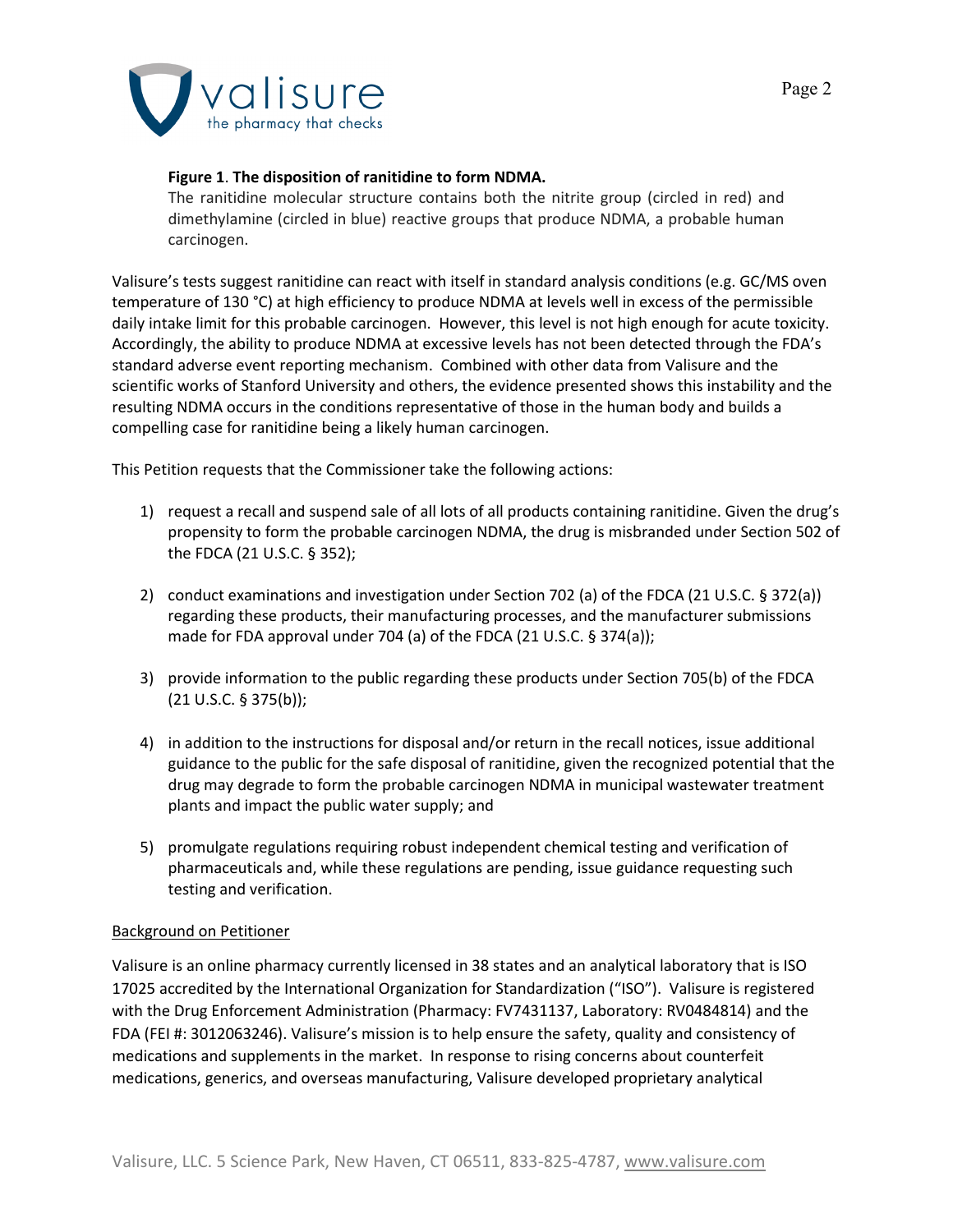**Figure 1**. **The disposition of ranitidine to form NDMA.**
The ranitidine molecular structure contains both the nitrite group (circled in red) and dimethylamine (circled in blue) reactive groups that produce NDMA, a probable human carcinogen.

Valisure's tests suggest ranitidine can react with itself in standard analysis conditions (e.g. GC/MS oven temperature of 130 °C) at high efficiency to produce NDMA at levels well in excess of the permissible daily intake limit for this probable carcinogen. However, this level is not high enough for acute toxicity. Accordingly, the ability to produce NDMA at excessive levels has not been detected through the FDA's standard adverse event reporting mechanism. Combined with other data from Valisure and the scientific works of Stanford University and others, the evidence presented shows this instability and the resulting NDMA occurs in the conditions representative of those in the human body and builds a compelling case for ranitidine being a likely human carcinogen.

This Petition requests that the Commissioner take the following actions:

1) request a recall and suspend sale of all lots of all products containing ranitidine. Given the drug's propensity to form the probable carcinogen NDMA, the drug is misbranded under Section 502 of the FDCA (21 U.S.C. § 352);

2) conduct examinations and investigation under Section 702 (a) of the FDCA (21 U.S.C. § 372(a)) regarding these products, their manufacturing processes, and the manufacturer submissions made for FDA approval under 704 (a) of the FDCA (21 U.S.C. § 374(a));

3) provide information to the public regarding these products under Section 705(b) of the FDCA (21 U.S.C. § 375(b));

4) in addition to the instructions for disposal and/or return in the recall notices, issue additional guidance to the public for the safe disposal of ranitidine, given the recognized potential that the drug may degrade to form the probable carcinogen NDMA in municipal wastewater treatment plants and impact the public water supply; and

5) promulgate regulations requiring robust independent chemical testing and verification of pharmaceuticals and, while these regulations are pending, issue guidance requesting such testing and verification.

## Background on Petitioner

Valisure is an online pharmacy currently licensed in 38 states and an analytical laboratory that is ISO 17025 accredited by the International Organization for Standardization ("ISO"). Valisure is registered with the Drug Enforcement Administration (Pharmacy: FV7431137, Laboratory: RV0484814) and the FDA (FEI #: 3012063246). Valisure's mission is to help ensure the safety, quality and consistency of medications and supplements in the market. In response to rising concerns about counterfeit medications, generics, and overseas manufacturing, Valisure developed proprietary analytical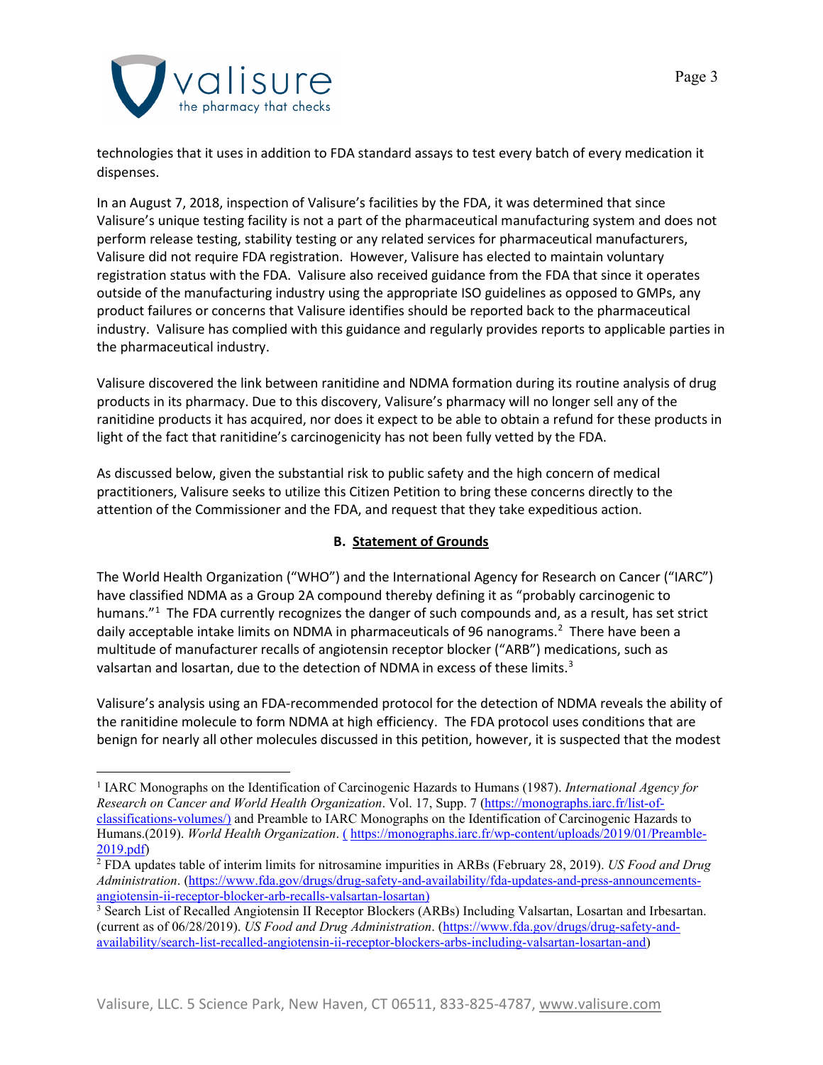technologies that it uses in addition to FDA standard assays to test every batch of every medication it dispenses.

In an August 7, 2018, inspection of Valisure's facilities by the FDA, it was determined that since Valisure's unique testing facility is not a part of the pharmaceutical manufacturing system and does not perform release testing, stability testing or any related services for pharmaceutical manufacturers, Valisure did not require FDA registration. However, Valisure has elected to maintain voluntary registration status with the FDA. Valisure also received guidance from the FDA that since it operates outside of the manufacturing industry using the appropriate ISO guidelines as opposed to GMPs, any product failures or concerns that Valisure identifies should be reported back to the pharmaceutical industry. Valisure has complied with this guidance and regularly provides reports to applicable parties in the pharmaceutical industry.

Valisure discovered the link between ranitidine and NDMA formation during its routine analysis of drug products in its pharmacy. Due to this discovery, Valisure's pharmacy will no longer sell any of the ranitidine products it has acquired, nor does it expect to be able to obtain a refund for these products in light of the fact that ranitidine's carcinogenicity has not been fully vetted by the FDA.

As discussed below, given the substantial risk to public safety and the high concern of medical practitioners, Valisure seeks to utilize this Citizen Petition to bring these concerns directly to the attention of the Commissioner and the FDA, and request that they take expeditious action.

## B. Statement of Grounds

The World Health Organization ("WHO") and the International Agency for Research on Cancer ("IARC") have classified NDMA as a Group 2A compound thereby defining it as "probably carcinogenic to humans."[1] The FDA currently recognizes the danger of such compounds and, as a result, has set strict daily acceptable intake limits on NDMA in pharmaceuticals of 96 nanograms.[2] There have been a multitude of manufacturer recalls of angiotensin receptor blocker ("ARB") medications, such as valsartan and losartan, due to the detection of NDMA in excess of these limits.[3]

Valisure's analysis using an FDA-recommended protocol for the detection of NDMA reveals the ability of the ranitidine molecule to form NDMA at high efficiency. The FDA protocol uses conditions that are benign for nearly all other molecules discussed in this petition, however, it is suspected that the modest

---

[1] IARC Monographs on the Identification of Carcinogenic Hazards to Humans (1987). *International Agency for Research on Cancer and World Health Organization*. Vol. 17, Supp. 7 (https://monographs.iarc.fr/list-of-classifications-volumes/) and Preamble to IARC Monographs on the Identification of Carcinogenic Hazards to Humans.(2019). *World Health Organization*. ( https://monographs.iarc.fr/wp-content/uploads/2019/01/Preamble-2019.pdf)

[2] FDA updates table of interim limits for nitrosamine impurities in ARBs (February 28, 2019). *US Food and Drug Administration*. (https://www.fda.gov/drugs/drug-safety-and-availability/fda-updates-and-press-announcements-angiotensin-ii-receptor-blocker-arb-recalls-valsartan-losartan)

[3] Search List of Recalled Angiotensin II Receptor Blockers (ARBs) Including Valsartan, Losartan and Irbesartan. (current as of 06/28/2019). *US Food and Drug Administration*. (https://www.fda.gov/drugs/drug-safety-and-availability/search-list-recalled-angiotensin-ii-receptor-blockers-arbs-including-valsartan-losartan-and)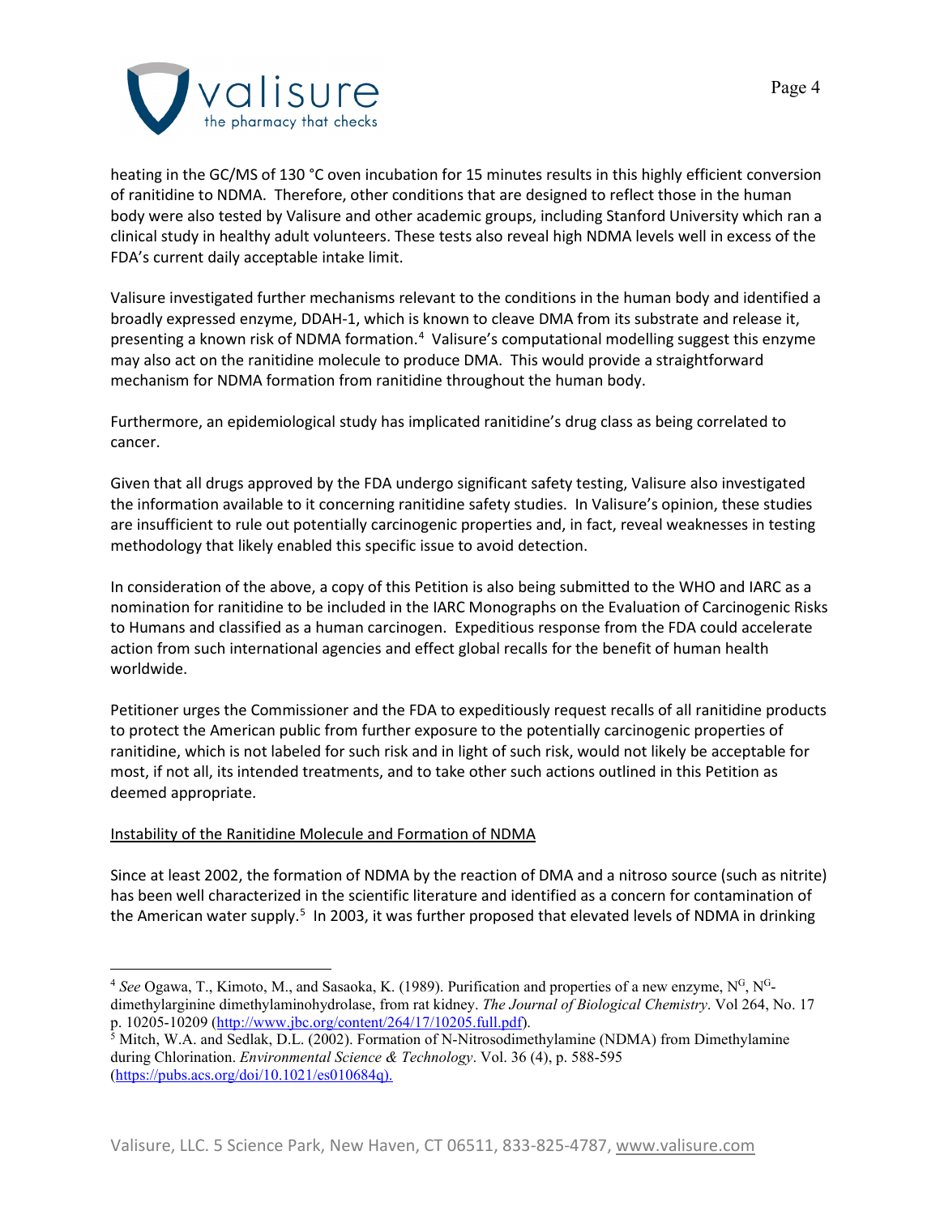heating in the GC/MS of 130 °C oven incubation for 15 minutes results in this highly efficient conversion of ranitidine to NDMA. Therefore, other conditions that are designed to reflect those in the human body were also tested by Valisure and other academic groups, including Stanford University which ran a clinical study in healthy adult volunteers. These tests also reveal high NDMA levels well in excess of the FDA's current daily acceptable intake limit.

Valisure investigated further mechanisms relevant to the conditions in the human body and identified a broadly expressed enzyme, DDAH-1, which is known to cleave DMA from its substrate and release it, presenting a known risk of NDMA formation.[4] Valisure's computational modelling suggest this enzyme may also act on the ranitidine molecule to produce DMA. This would provide a straightforward mechanism for NDMA formation from ranitidine throughout the human body.

Furthermore, an epidemiological study has implicated ranitidine's drug class as being correlated to cancer.

Given that all drugs approved by the FDA undergo significant safety testing, Valisure also investigated the information available to it concerning ranitidine safety studies. In Valisure's opinion, these studies are insufficient to rule out potentially carcinogenic properties and, in fact, reveal weaknesses in testing methodology that likely enabled this specific issue to avoid detection.

In consideration of the above, a copy of this Petition is also being submitted to the WHO and IARC as a nomination for ranitidine to be included in the IARC Monographs on the Evaluation of Carcinogenic Risks to Humans and classified as a human carcinogen. Expeditious response from the FDA could accelerate action from such international agencies and effect global recalls for the benefit of human health worldwide.

Petitioner urges the Commissioner and the FDA to expeditiously request recalls of all ranitidine products to protect the American public from further exposure to the potentially carcinogenic properties of ranitidine, which is not labeled for such risk and in light of such risk, would not likely be acceptable for most, if not all, its intended treatments, and to take other such actions outlined in this Petition as deemed appropriate.

<u>Instability of the Ranitidine Molecule and Formation of NDMA</u>

Since at least 2002, the formation of NDMA by the reaction of DMA and a nitroso source (such as nitrite) has been well characterized in the scientific literature and identified as a concern for contamination of the American water supply.[5] In 2003, it was further proposed that elevated levels of NDMA in drinking

---

[4] *See* Ogawa, T., Kimoto, M., and Sasaoka, K. (1989). Purification and properties of a new enzyme, $N^G$, $N^G$-dimethylarginine dimethylaminohydrolase, from rat kidney. *The Journal of Biological Chemistry*. Vol 264, No. 17 p. 10205-10209 (http://www.jbc.org/content/264/17/10205.full.pdf).

[5] Mitch, W.A. and Sedlak, D.L. (2002). Formation of N-Nitrosodimethylamine (NDMA) from Dimethylamine during Chlorination. *Environmental Science & Technology*. Vol. 36 (4), p. 588-595 (https://pubs.acs.org/doi/10.1021/es010684q).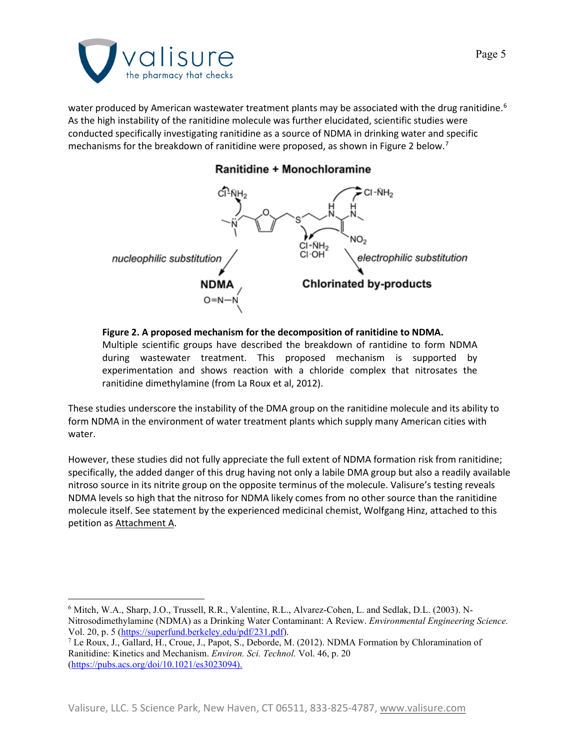water produced by American wastewater treatment plants may be associated with the drug ranitidine.[6] As the high instability of the ranitidine molecule was further elucidated, scientific studies were conducted specifically investigating ranitidine as a source of NDMA in drinking water and specific mechanisms for the breakdown of ranitidine were proposed, as shown in Figure 2 below.[7]

**Figure 2. A proposed mechanism for the decomposition of ranitidine to NDMA.** Multiple scientific groups have described the breakdown of rantidine to form NDMA during wastewater treatment. This proposed mechanism is supported by experimentation and shows reaction with a chloride complex that nitrosates the ranitidine dimethylamine (from La Roux et al, 2012).

These studies underscore the instability of the DMA group on the ranitidine molecule and its ability to form NDMA in the environment of water treatment plants which supply many American cities with water.

However, these studies did not fully appreciate the full extent of NDMA formation risk from ranitidine; specifically, the added danger of this drug having not only a labile DMA group but also a readily available nitroso source in its nitrite group on the opposite terminus of the molecule. Valisure's testing reveals NDMA levels so high that the nitroso for NDMA likely comes from no other source than the ranitidine molecule itself. See statement by the experienced medicinal chemist, Wolfgang Hinz, attached to this petition as Attachment A.

---

[6] Mitch, W.A., Sharp, J.O., Trussell, R.R., Valentine, R.L., Alvarez-Cohen, L. and Sedlak, D.L. (2003). N-Nitrosodimethylamine (NDMA) as a Drinking Water Contaminant: A Review. *Environmental Engineering Science.* Vol. 20, p. 5 (https://superfund.berkeley.edu/pdf/231.pdf).

[7] Le Roux, J., Gallard, H., Croue, J., Papot, S., Deborde, M. (2012). NDMA Formation by Chloramination of Ranitidine: Kinetics and Mechanism. *Environ. Sci. Technol.* Vol. 46, p. 20 (https://pubs.acs.org/doi/10.1021/es3023094).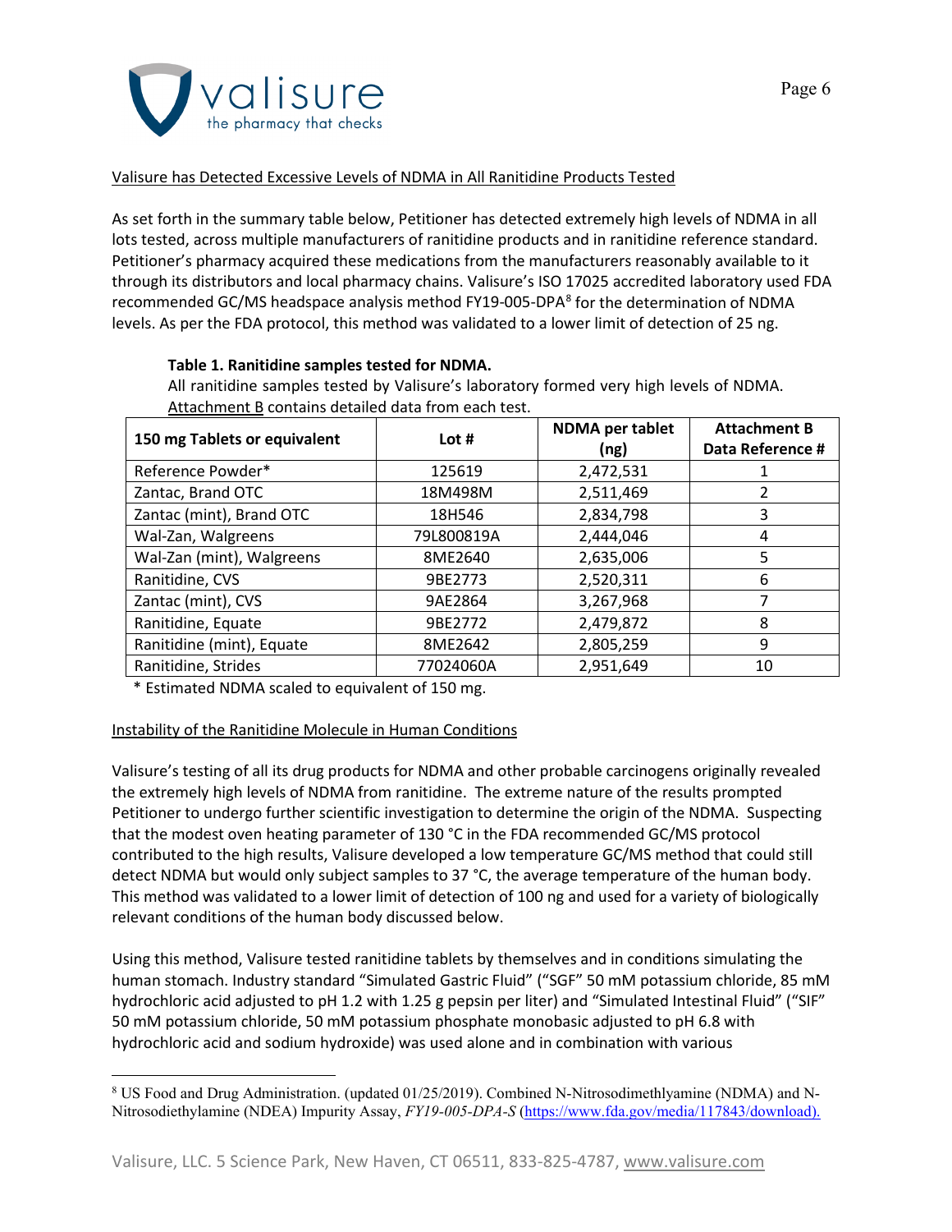<u>Valisure has Detected Excessive Levels of NDMA in All Ranitidine Products Tested</u>

As set forth in the summary table below, Petitioner has detected extremely high levels of NDMA in all lots tested, across multiple manufacturers of ranitidine products and in ranitidine reference standard. Petitioner's pharmacy acquired these medications from the manufacturers reasonably available to it through its distributors and local pharmacy chains. Valisure's ISO 17025 accredited laboratory used FDA recommended GC/MS headspace analysis method FY19-005-DPA[8] for the determination of NDMA levels. As per the FDA protocol, this method was validated to a lower limit of detection of 25 ng.

**Table 1. Ranitidine samples tested for NDMA.**

All ranitidine samples tested by Valisure's laboratory formed very high levels of NDMA. <u>Attachment B</u> contains detailed data from each test.

| 150 mg Tablets or equivalent | Lot # | NDMA per tablet (ng) | Attachment B Data Reference # |
|---|---|---|---|
| Reference Powder* | 125619 | 2,472,531 | 1 |
| Zantac, Brand OTC | 18M498M | 2,511,469 | 2 |
| Zantac (mint), Brand OTC | 18H546 | 2,834,798 | 3 |
| Wal-Zan, Walgreens | 79L800819A | 2,444,046 | 4 |
| Wal-Zan (mint), Walgreens | 8ME2640 | 2,635,006 | 5 |
| Ranitidine, CVS | 9BE2773 | 2,520,311 | 6 |
| Zantac (mint), CVS | 9AE2864 | 3,267,968 | 7 |
| Ranitidine, Equate | 9BE2772 | 2,479,872 | 8 |
| Ranitidine (mint), Equate | 8ME2642 | 2,805,259 | 9 |
| Ranitidine, Strides | 77024060A | 2,951,649 | 10 |

\* Estimated NDMA scaled to equivalent of 150 mg.

<u>Instability of the Ranitidine Molecule in Human Conditions</u>

Valisure's testing of all its drug products for NDMA and other probable carcinogens originally revealed the extremely high levels of NDMA from ranitidine. The extreme nature of the results prompted Petitioner to undergo further scientific investigation to determine the origin of the NDMA. Suspecting that the modest oven heating parameter of 130 °C in the FDA recommended GC/MS protocol contributed to the high results, Valisure developed a low temperature GC/MS method that could still detect NDMA but would only subject samples to 37 °C, the average temperature of the human body. This method was validated to a lower limit of detection of 100 ng and used for a variety of biologically relevant conditions of the human body discussed below.

Using this method, Valisure tested ranitidine tablets by themselves and in conditions simulating the human stomach. Industry standard "Simulated Gastric Fluid" ("SGF" 50 mM potassium chloride, 85 mM hydrochloric acid adjusted to pH 1.2 with 1.25 g pepsin per liter) and "Simulated Intestinal Fluid" ("SIF" 50 mM potassium chloride, 50 mM potassium phosphate monobasic adjusted to pH 6.8 with hydrochloric acid and sodium hydroxide) was used alone and in combination with various

[8] US Food and Drug Administration. (updated 01/25/2019). Combined N-Nitrosodimethlyamine (NDMA) and N-Nitrosodiethylamine (NDEA) Impurity Assay, *FY19-005-DPA-S* (https://www.fda.gov/media/117843/download).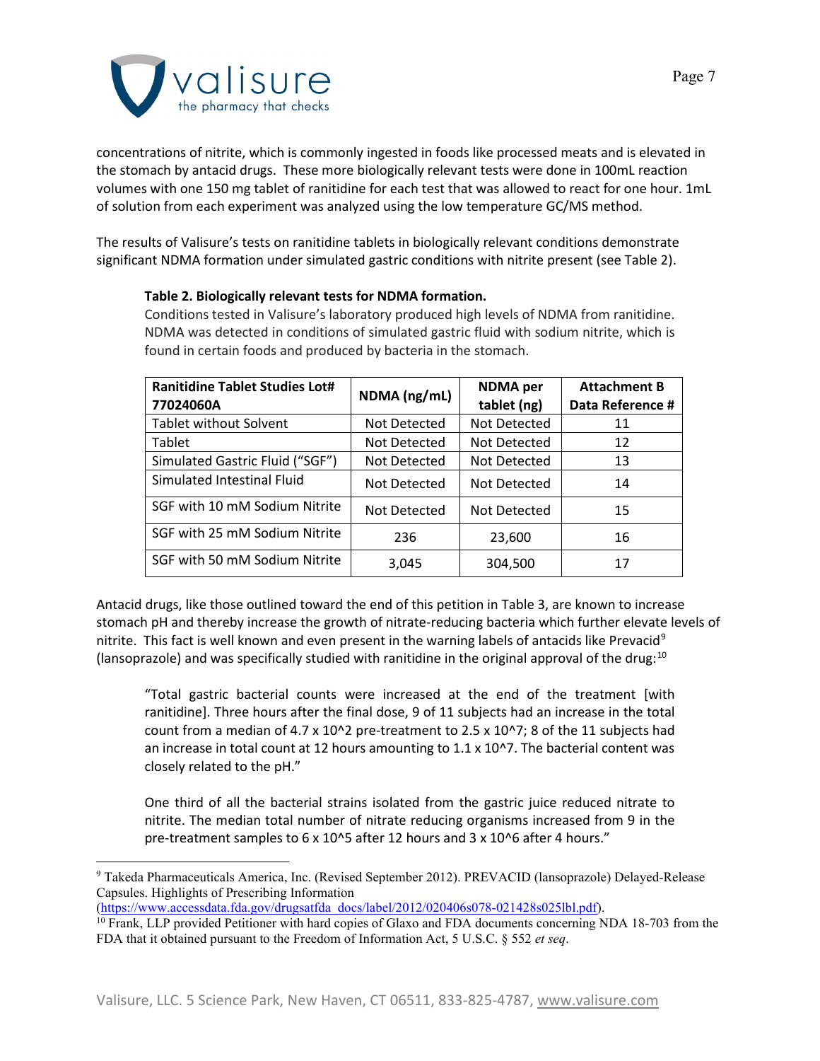concentrations of nitrite, which is commonly ingested in foods like processed meats and is elevated in the stomach by antacid drugs. These more biologically relevant tests were done in 100mL reaction volumes with one 150 mg tablet of ranitidine for each test that was allowed to react for one hour. 1mL of solution from each experiment was analyzed using the low temperature GC/MS method.

The results of Valisure's tests on ranitidine tablets in biologically relevant conditions demonstrate significant NDMA formation under simulated gastric conditions with nitrite present (see Table 2).

**Table 2. Biologically relevant tests for NDMA formation.**

Conditions tested in Valisure's laboratory produced high levels of NDMA from ranitidine. NDMA was detected in conditions of simulated gastric fluid with sodium nitrite, which is found in certain foods and produced by bacteria in the stomach.

| Ranitidine Tablet Studies Lot# 77024060A | NDMA (ng/mL) | NDMA per tablet (ng) | Attachment B Data Reference # |
|---|---|---|---|
| Tablet without Solvent | Not Detected | Not Detected | 11 |
| Tablet | Not Detected | Not Detected | 12 |
| Simulated Gastric Fluid ("SGF") | Not Detected | Not Detected | 13 |
| Simulated Intestinal Fluid | Not Detected | Not Detected | 14 |
| SGF with 10 mM Sodium Nitrite | Not Detected | Not Detected | 15 |
| SGF with 25 mM Sodium Nitrite | 236 | 23,600 | 16 |
| SGF with 50 mM Sodium Nitrite | 3,045 | 304,500 | 17 |

Antacid drugs, like those outlined toward the end of this petition in Table 3, are known to increase stomach pH and thereby increase the growth of nitrate-reducing bacteria which further elevate levels of nitrite. This fact is well known and even present in the warning labels of antacids like Prevacid[9] (lansoprazole) and was specifically studied with ranitidine in the original approval of the drug:[10]

> "Total gastric bacterial counts were increased at the end of the treatment [with ranitidine]. Three hours after the final dose, 9 of 11 subjects had an increase in the total count from a median of 4.7 x 10^2 pre-treatment to 2.5 x 10^7; 8 of the 11 subjects had an increase in total count at 12 hours amounting to 1.1 x 10^7. The bacterial content was closely related to the pH."
>
> One third of all the bacterial strains isolated from the gastric juice reduced nitrate to nitrite. The median total number of nitrate reducing organisms increased from 9 in the pre-treatment samples to 6 x 10^5 after 12 hours and 3 x 10^6 after 4 hours."

---

[9] Takeda Pharmaceuticals America, Inc. (Revised September 2012). PREVACID (lansoprazole) Delayed-Release Capsules. Highlights of Prescribing Information (https://www.accessdata.fda.gov/drugsatfda_docs/label/2012/020406s078-021428s025lbl.pdf).

[10] Frank, LLP provided Petitioner with hard copies of Glaxo and FDA documents concerning NDA 18-703 from the FDA that it obtained pursuant to the Freedom of Information Act, 5 U.S.C. § 552 *et seq*.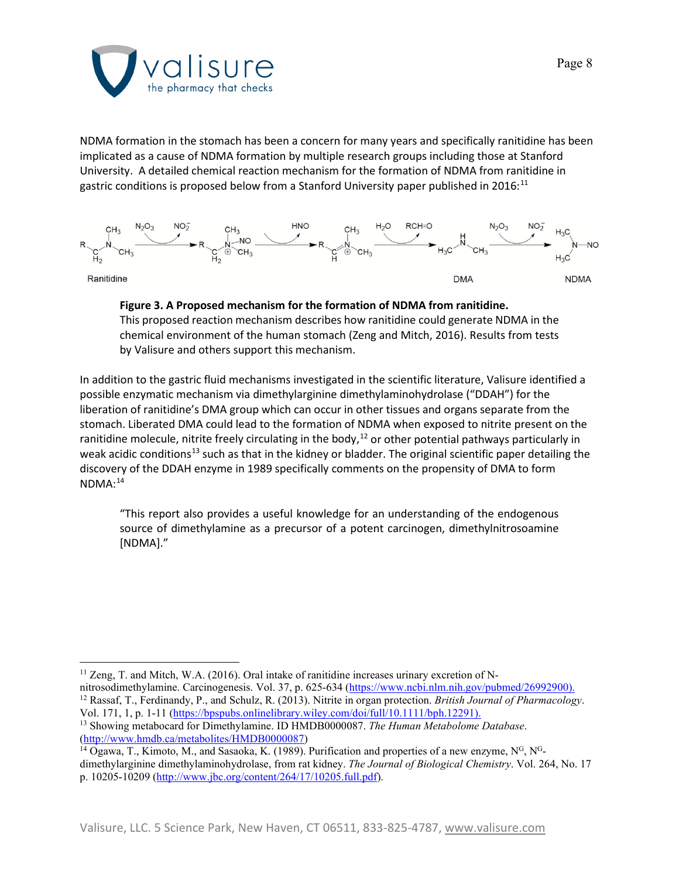NDMA formation in the stomach has been a concern for many years and specifically ranitidine has been implicated as a cause of NDMA formation by multiple research groups including those at Stanford University. A detailed chemical reaction mechanism for the formation of NDMA from ranitidine in gastric conditions is proposed below from a Stanford University paper published in 2016:[11]

**Figure 3. A Proposed mechanism for the formation of NDMA from ranitidine.**
This proposed reaction mechanism describes how ranitidine could generate NDMA in the chemical environment of the human stomach (Zeng and Mitch, 2016). Results from tests by Valisure and others support this mechanism.

In addition to the gastric fluid mechanisms investigated in the scientific literature, Valisure identified a possible enzymatic mechanism via dimethylarginine dimethylaminohydrolase ("DDAH") for the liberation of ranitidine's DMA group which can occur in other tissues and organs separate from the stomach. Liberated DMA could lead to the formation of NDMA when exposed to nitrite present on the ranitidine molecule, nitrite freely circulating in the body,[12] or other potential pathways particularly in weak acidic conditions[13] such as that in the kidney or bladder. The original scientific paper detailing the discovery of the DDAH enzyme in 1989 specifically comments on the propensity of DMA to form NDMA:[14]

> "This report also provides a useful knowledge for an understanding of the endogenous source of dimethylamine as a precursor of a potent carcinogen, dimethylnitrosoamine [NDMA]."

---

[11] Zeng, T. and Mitch, W.A. (2016). Oral intake of ranitidine increases urinary excretion of N-nitrosodimethylamine. Carcinogenesis. Vol. 37, p. 625-634 (https://www.ncbi.nlm.nih.gov/pubmed/26992900).

[12] Rassaf, T., Ferdinandy, P., and Schulz, R. (2013). Nitrite in organ protection. *British Journal of Pharmacology*. Vol. 171, 1, p. 1-11 (https://bpspubs.onlinelibrary.wiley.com/doi/full/10.1111/bph.12291).

[13] Showing metabocard for Dimethylamine. ID HMDB0000087. *The Human Metabolome Database*. (http://www.hmdb.ca/metabolites/HMDB0000087)

[14] Ogawa, T., Kimoto, M., and Sasaoka, K. (1989). Purification and properties of a new enzyme, $N^G$, $N^G$-dimethylarginine dimethylaminohydrolase, from rat kidney. *The Journal of Biological Chemistry*. Vol. 264, No. 17 p. 10205-10209 (http://www.jbc.org/content/264/17/10205.full.pdf).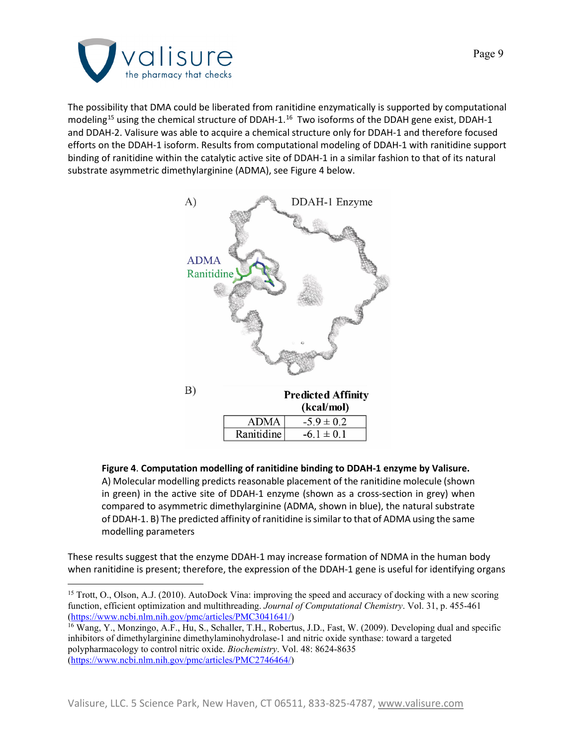The possibility that DMA could be liberated from ranitidine enzymatically is supported by computational modeling[15] using the chemical structure of DDAH-1.[16] Two isoforms of the DDAH gene exist, DDAH-1 and DDAH-2. Valisure was able to acquire a chemical structure only for DDAH-1 and therefore focused efforts on the DDAH-1 isoform. Results from computational modeling of DDAH-1 with ranitidine support binding of ranitidine within the catalytic active site of DDAH-1 in a similar fashion to that of its natural substrate asymmetric dimethylarginine (ADMA), see Figure 4 below.

A) DDAH-1 Enzyme

ADMA

Ranitidine

B)

| | Predicted Affinity (kcal/mol) |
|---|---|
| ADMA | $-5.9 \pm 0.2$ |
| Ranitidine | $-6.1 \pm 0.1$ |

**Figure 4**. **Computation modelling of ranitidine binding to DDAH-1 enzyme by Valisure.** A) Molecular modelling predicts reasonable placement of the ranitidine molecule (shown in green) in the active site of DDAH-1 enzyme (shown as a cross-section in grey) when compared to asymmetric dimethylarginine (ADMA, shown in blue), the natural substrate of DDAH-1. B) The predicted affinity of ranitidine is similar to that of ADMA using the same modelling parameters

These results suggest that the enzyme DDAH-1 may increase formation of NDMA in the human body when ranitidine is present; therefore, the expression of the DDAH-1 gene is useful for identifying organs

---

[15] Trott, O., Olson, A.J. (2010). AutoDock Vina: improving the speed and accuracy of docking with a new scoring function, efficient optimization and multithreading. *Journal of Computational Chemistry*. Vol. 31, p. 455-461 (https://www.ncbi.nlm.nih.gov/pmc/articles/PMC3041641/)

[16] Wang, Y., Monzingo, A.F., Hu, S., Schaller, T.H., Robertus, J.D., Fast, W. (2009). Developing dual and specific inhibitors of dimethylarginine dimethylaminohydrolase-1 and nitric oxide synthase: toward a targeted polypharmacology to control nitric oxide. *Biochemistry*. Vol. 48: 8624-8635 (https://www.ncbi.nlm.nih.gov/pmc/articles/PMC2746464/)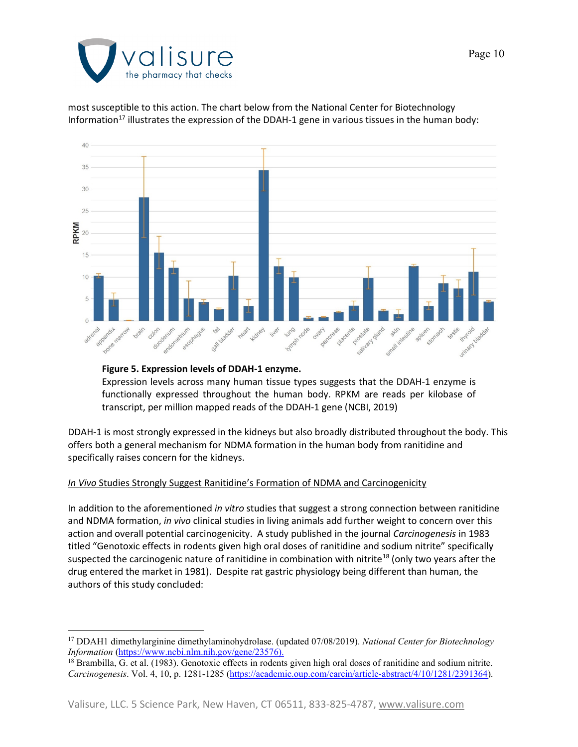most susceptible to this action. The chart below from the National Center for Biotechnology Information[17] illustrates the expression of the DDAH-1 gene in various tissues in the human body:

**Figure 5. Expression levels of DDAH-1 enzyme.**

Expression levels across many human tissue types suggests that the DDAH-1 enzyme is functionally expressed throughout the human body. RPKM are reads per kilobase of transcript, per million mapped reads of the DDAH-1 gene (NCBI, 2019)

DDAH-1 is most strongly expressed in the kidneys but also broadly distributed throughout the body. This offers both a general mechanism for NDMA formation in the human body from ranitidine and specifically raises concern for the kidneys.

*In Vivo* Studies Strongly Suggest Ranitidine's Formation of NDMA and Carcinogenicity

In addition to the aforementioned *in vitro* studies that suggest a strong connection between ranitidine and NDMA formation, *in vivo* clinical studies in living animals add further weight to concern over this action and overall potential carcinogenicity. A study published in the journal *Carcinogenesis* in 1983 titled "Genotoxic effects in rodents given high oral doses of ranitidine and sodium nitrite" specifically suspected the carcinogenic nature of ranitidine in combination with nitrite[18] (only two years after the drug entered the market in 1981). Despite rat gastric physiology being different than human, the authors of this study concluded:

---

[17] DDAH1 dimethylarginine dimethylaminohydrolase. (updated 07/08/2019). *National Center for Biotechnology Information* (https://www.ncbi.nlm.nih.gov/gene/23576).

[18] Brambilla, G. et al. (1983). Genotoxic effects in rodents given high oral doses of ranitidine and sodium nitrite. *Carcinogenesis*. Vol. 4, 10, p. 1281-1285 (https://academic.oup.com/carcin/article-abstract/4/10/1281/2391364).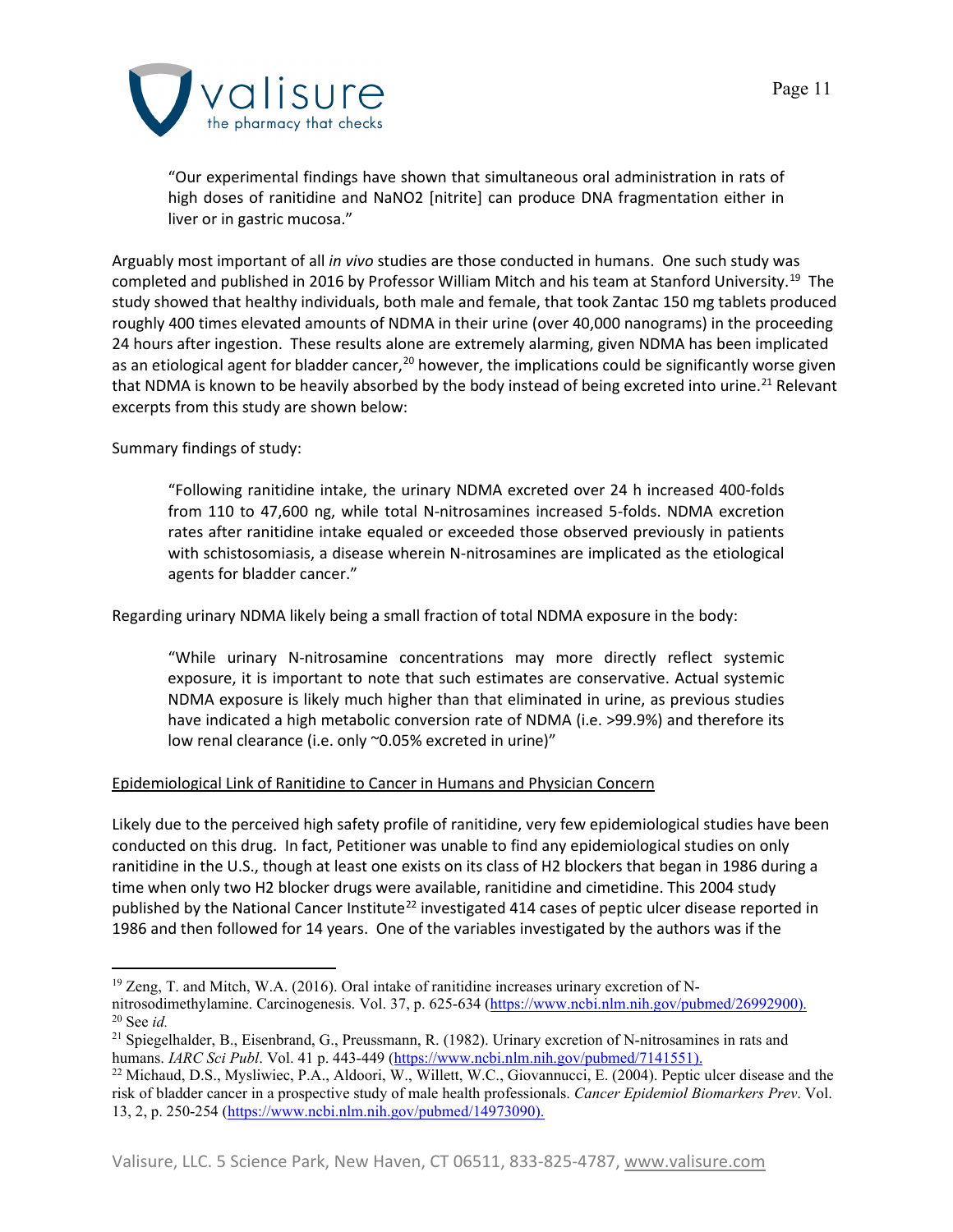> "Our experimental findings have shown that simultaneous oral administration in rats of high doses of ranitidine and NaNO2 [nitrite] can produce DNA fragmentation either in liver or in gastric mucosa."

Arguably most important of all *in vivo* studies are those conducted in humans. One such study was completed and published in 2016 by Professor William Mitch and his team at Stanford University.[19] The study showed that healthy individuals, both male and female, that took Zantac 150 mg tablets produced roughly 400 times elevated amounts of NDMA in their urine (over 40,000 nanograms) in the proceeding 24 hours after ingestion. These results alone are extremely alarming, given NDMA has been implicated as an etiological agent for bladder cancer,[20] however, the implications could be significantly worse given that NDMA is known to be heavily absorbed by the body instead of being excreted into urine.[21] Relevant excerpts from this study are shown below:

Summary findings of study:

> "Following ranitidine intake, the urinary NDMA excreted over 24 h increased 400-folds from 110 to 47,600 ng, while total N-nitrosamines increased 5-folds. NDMA excretion rates after ranitidine intake equaled or exceeded those observed previously in patients with schistosomiasis, a disease wherein N-nitrosamines are implicated as the etiological agents for bladder cancer."

Regarding urinary NDMA likely being a small fraction of total NDMA exposure in the body:

> "While urinary N-nitrosamine concentrations may more directly reflect systemic exposure, it is important to note that such estimates are conservative. Actual systemic NDMA exposure is likely much higher than that eliminated in urine, as previous studies have indicated a high metabolic conversion rate of NDMA (i.e. >99.9%) and therefore its low renal clearance (i.e. only ~0.05% excreted in urine)"

<u>Epidemiological Link of Ranitidine to Cancer in Humans and Physician Concern</u>

Likely due to the perceived high safety profile of ranitidine, very few epidemiological studies have been conducted on this drug. In fact, Petitioner was unable to find any epidemiological studies on only ranitidine in the U.S., though at least one exists on its class of H2 blockers that began in 1986 during a time when only two H2 blocker drugs were available, ranitidine and cimetidine. This 2004 study published by the National Cancer Institute[22] investigated 414 cases of peptic ulcer disease reported in 1986 and then followed for 14 years. One of the variables investigated by the authors was if the

---

[19] Zeng, T. and Mitch, W.A. (2016). Oral intake of ranitidine increases urinary excretion of N-nitrosodimethylamine. Carcinogenesis. Vol. 37, p. 625-634 (https://www.ncbi.nlm.nih.gov/pubmed/26992900).

[20] See *id.*

[21] Spiegelhalder, B., Eisenbrand, G., Preussmann, R. (1982). Urinary excretion of N-nitrosamines in rats and humans. *IARC Sci Publ*. Vol. 41 p. 443-449 (https://www.ncbi.nlm.nih.gov/pubmed/7141551).

[22] Michaud, D.S., Mysliwiec, P.A., Aldoori, W., Willett, W.C., Giovannucci, E. (2004). Peptic ulcer disease and the risk of bladder cancer in a prospective study of male health professionals. *Cancer Epidemiol Biomarkers Prev*. Vol. 13, 2, p. 250-254 (https://www.ncbi.nlm.nih.gov/pubmed/14973090).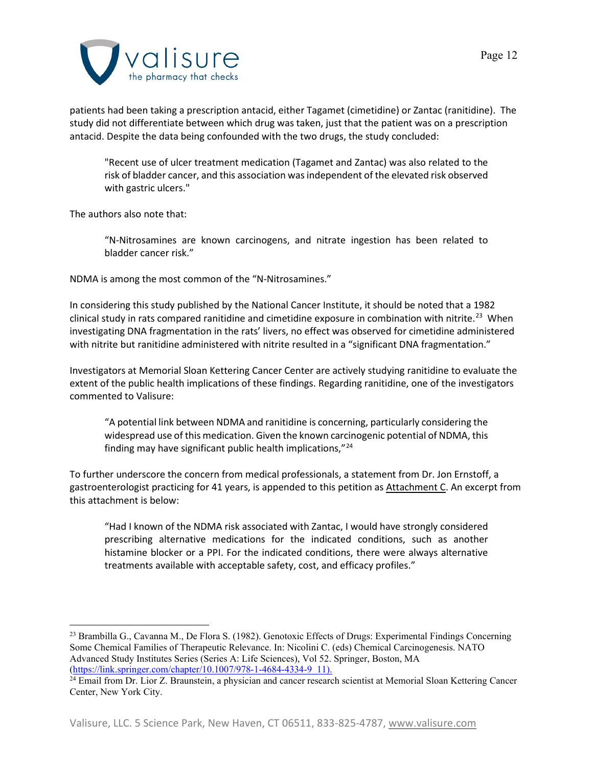patients had been taking a prescription antacid, either Tagamet (cimetidine) or Zantac (ranitidine). The study did not differentiate between which drug was taken, just that the patient was on a prescription antacid. Despite the data being confounded with the two drugs, the study concluded:

> "Recent use of ulcer treatment medication (Tagamet and Zantac) was also related to the risk of bladder cancer, and this association was independent of the elevated risk observed with gastric ulcers."

The authors also note that:

> "N-Nitrosamines are known carcinogens, and nitrate ingestion has been related to bladder cancer risk."

NDMA is among the most common of the "N-Nitrosamines."

In considering this study published by the National Cancer Institute, it should be noted that a 1982 clinical study in rats compared ranitidine and cimetidine exposure in combination with nitrite.[23] When investigating DNA fragmentation in the rats' livers, no effect was observed for cimetidine administered with nitrite but ranitidine administered with nitrite resulted in a "significant DNA fragmentation."

Investigators at Memorial Sloan Kettering Cancer Center are actively studying ranitidine to evaluate the extent of the public health implications of these findings. Regarding ranitidine, one of the investigators commented to Valisure:

> "A potential link between NDMA and ranitidine is concerning, particularly considering the widespread use of this medication. Given the known carcinogenic potential of NDMA, this finding may have significant public health implications,"[24]

To further underscore the concern from medical professionals, a statement from Dr. Jon Ernstoff, a gastroenterologist practicing for 41 years, is appended to this petition as Attachment C. An excerpt from this attachment is below:

> "Had I known of the NDMA risk associated with Zantac, I would have strongly considered prescribing alternative medications for the indicated conditions, such as another histamine blocker or a PPI. For the indicated conditions, there were always alternative treatments available with acceptable safety, cost, and efficacy profiles."

---

[23] Brambilla G., Cavanna M., De Flora S. (1982). Genotoxic Effects of Drugs: Experimental Findings Concerning Some Chemical Families of Therapeutic Relevance. In: Nicolini C. (eds) Chemical Carcinogenesis. NATO Advanced Study Institutes Series (Series A: Life Sciences), Vol 52. Springer, Boston, MA (https://link.springer.com/chapter/10.1007/978-1-4684-4334-9_11).

[24] Email from Dr. Lior Z. Braunstein, a physician and cancer research scientist at Memorial Sloan Kettering Cancer Center, New York City.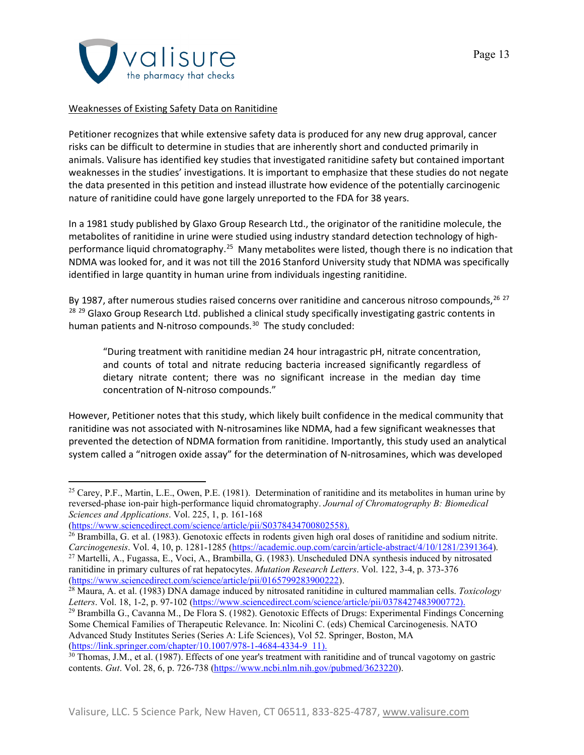Weaknesses of Existing Safety Data on Ranitidine

Petitioner recognizes that while extensive safety data is produced for any new drug approval, cancer risks can be difficult to determine in studies that are inherently short and conducted primarily in animals. Valisure has identified key studies that investigated ranitidine safety but contained important weaknesses in the studies' investigations. It is important to emphasize that these studies do not negate the data presented in this petition and instead illustrate how evidence of the potentially carcinogenic nature of ranitidine could have gone largely unreported to the FDA for 38 years.

In a 1981 study published by Glaxo Group Research Ltd., the originator of the ranitidine molecule, the metabolites of ranitidine in urine were studied using industry standard detection technology of high-performance liquid chromatography.[25] Many metabolites were listed, though there is no indication that NDMA was looked for, and it was not till the 2016 Stanford University study that NDMA was specifically identified in large quantity in human urine from individuals ingesting ranitidine.

By 1987, after numerous studies raised concerns over ranitidine and cancerous nitroso compounds,[26] [27] [28] [29] Glaxo Group Research Ltd. published a clinical study specifically investigating gastric contents in human patients and N-nitroso compounds.[30] The study concluded:

> "During treatment with ranitidine median 24 hour intragastric pH, nitrate concentration, and counts of total and nitrate reducing bacteria increased significantly regardless of dietary nitrate content; there was no significant increase in the median day time concentration of N-nitroso compounds."

However, Petitioner notes that this study, which likely built confidence in the medical community that ranitidine was not associated with N-nitrosamines like NDMA, had a few significant weaknesses that prevented the detection of NDMA formation from ranitidine. Importantly, this study used an analytical system called a "nitrogen oxide assay" for the determination of N-nitrosamines, which was developed

---

[25] Carey, P.F., Martin, L.E., Owen, P.E. (1981). Determination of ranitidine and its metabolites in human urine by reversed-phase ion-pair high-performance liquid chromatography. *Journal of Chromatography B: Biomedical Sciences and Applications*. Vol. 225, 1, p. 161-168 (https://www.sciencedirect.com/science/article/pii/S0378434700802558).

[26] Brambilla, G. et al. (1983). Genotoxic effects in rodents given high oral doses of ranitidine and sodium nitrite. *Carcinogenesis*. Vol. 4, 10, p. 1281-1285 (https://academic.oup.com/carcin/article-abstract/4/10/1281/2391364).

[27] Martelli, A., Fugassa, E., Voci, A., Brambilla, G. (1983). Unscheduled DNA synthesis induced by nitrosated ranitidine in primary cultures of rat hepatocytes. *Mutation Research Letters*. Vol. 122, 3-4, p. 373-376 (https://www.sciencedirect.com/science/article/pii/0165799283900222).

[28] Maura, A. et al. (1983) DNA damage induced by nitrosated ranitidine in cultured mammalian cells. *Toxicology Letters*. Vol. 18, 1-2, p. 97-102 (https://www.sciencedirect.com/science/article/pii/0378427483900772).

[29] Brambilla G., Cavanna M., De Flora S. (1982). Genotoxic Effects of Drugs: Experimental Findings Concerning Some Chemical Families of Therapeutic Relevance. In: Nicolini C. (eds) Chemical Carcinogenesis. NATO Advanced Study Institutes Series (Series A: Life Sciences), Vol 52. Springer, Boston, MA (https://link.springer.com/chapter/10.1007/978-1-4684-4334-9_11).

[30] Thomas, J.M., et al. (1987). Effects of one year's treatment with ranitidine and of truncal vagotomy on gastric contents. *Gut*. Vol. 28, 6, p. 726-738 (https://www.ncbi.nlm.nih.gov/pubmed/3623220).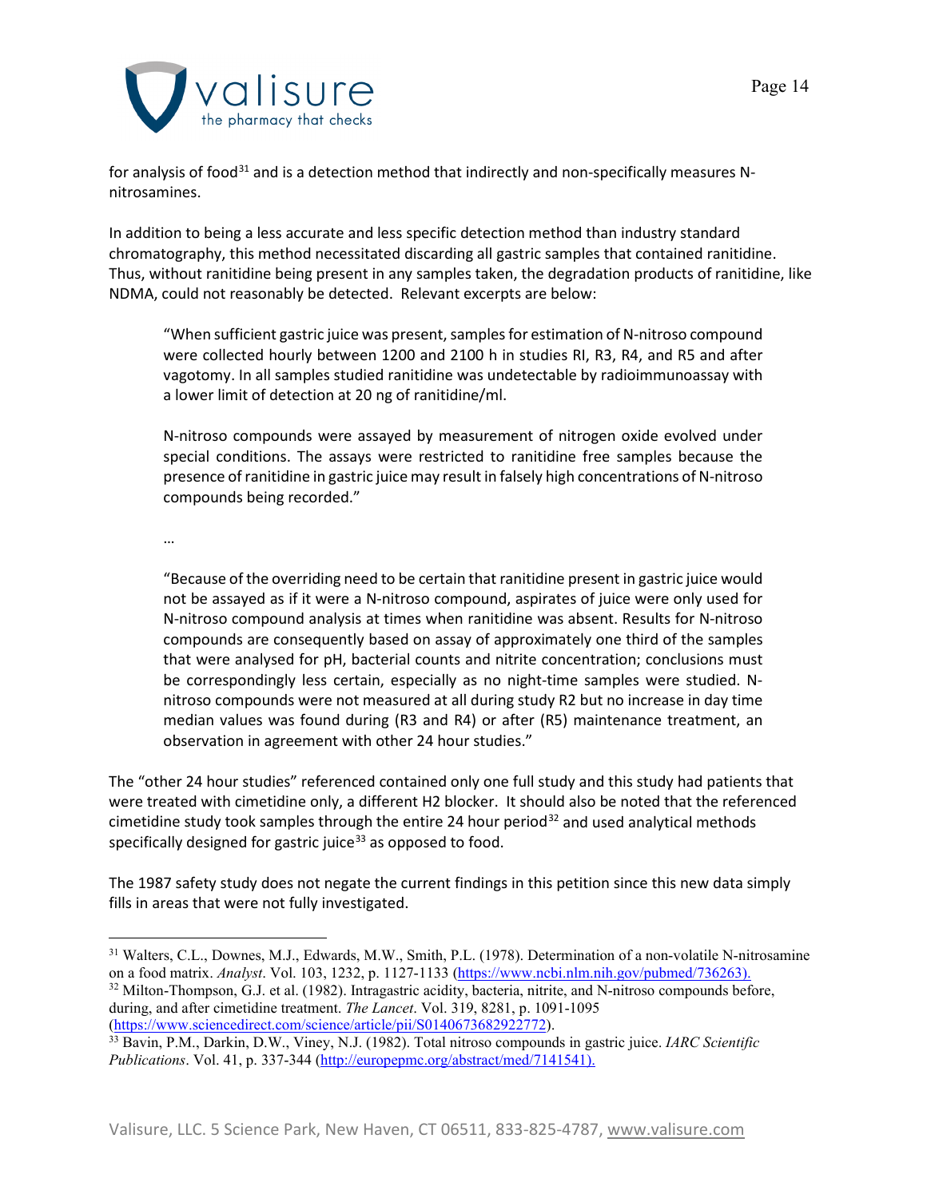for analysis of food[31] and is a detection method that indirectly and non-specifically measures N-nitrosamines.

In addition to being a less accurate and less specific detection method than industry standard chromatography, this method necessitated discarding all gastric samples that contained ranitidine. Thus, without ranitidine being present in any samples taken, the degradation products of ranitidine, like NDMA, could not reasonably be detected. Relevant excerpts are below:

> "When sufficient gastric juice was present, samples for estimation of N-nitroso compound were collected hourly between 1200 and 2100 h in studies RI, R3, R4, and R5 and after vagotomy. In all samples studied ranitidine was undetectable by radioimmunoassay with a lower limit of detection at 20 ng of ranitidine/ml.
>
> N-nitroso compounds were assayed by measurement of nitrogen oxide evolved under special conditions. The assays were restricted to ranitidine free samples because the presence of ranitidine in gastric juice may result in falsely high concentrations of N-nitroso compounds being recorded."
>
> …
>
> "Because of the overriding need to be certain that ranitidine present in gastric juice would not be assayed as if it were a N-nitroso compound, aspirates of juice were only used for N-nitroso compound analysis at times when ranitidine was absent. Results for N-nitroso compounds are consequently based on assay of approximately one third of the samples that were analysed for pH, bacterial counts and nitrite concentration; conclusions must be correspondingly less certain, especially as no night-time samples were studied. N-nitroso compounds were not measured at all during study R2 but no increase in day time median values was found during (R3 and R4) or after (R5) maintenance treatment, an observation in agreement with other 24 hour studies."

The "other 24 hour studies" referenced contained only one full study and this study had patients that were treated with cimetidine only, a different H2 blocker. It should also be noted that the referenced cimetidine study took samples through the entire 24 hour period[32] and used analytical methods specifically designed for gastric juice[33] as opposed to food.

The 1987 safety study does not negate the current findings in this petition since this new data simply fills in areas that were not fully investigated.

---

[31] Walters, C.L., Downes, M.J., Edwards, M.W., Smith, P.L. (1978). Determination of a non-volatile N-nitrosamine on a food matrix. *Analyst*. Vol. 103, 1232, p. 1127-1133 (https://www.ncbi.nlm.nih.gov/pubmed/736263).

[32] Milton-Thompson, G.J. et al. (1982). Intragastric acidity, bacteria, nitrite, and N-nitroso compounds before, during, and after cimetidine treatment. *The Lancet*. Vol. 319, 8281, p. 1091-1095 (https://www.sciencedirect.com/science/article/pii/S0140673682922772).

[33] Bavin, P.M., Darkin, D.W., Viney, N.J. (1982). Total nitroso compounds in gastric juice. *IARC Scientific Publications*. Vol. 41, p. 337-344 (http://europepmc.org/abstract/med/7141541).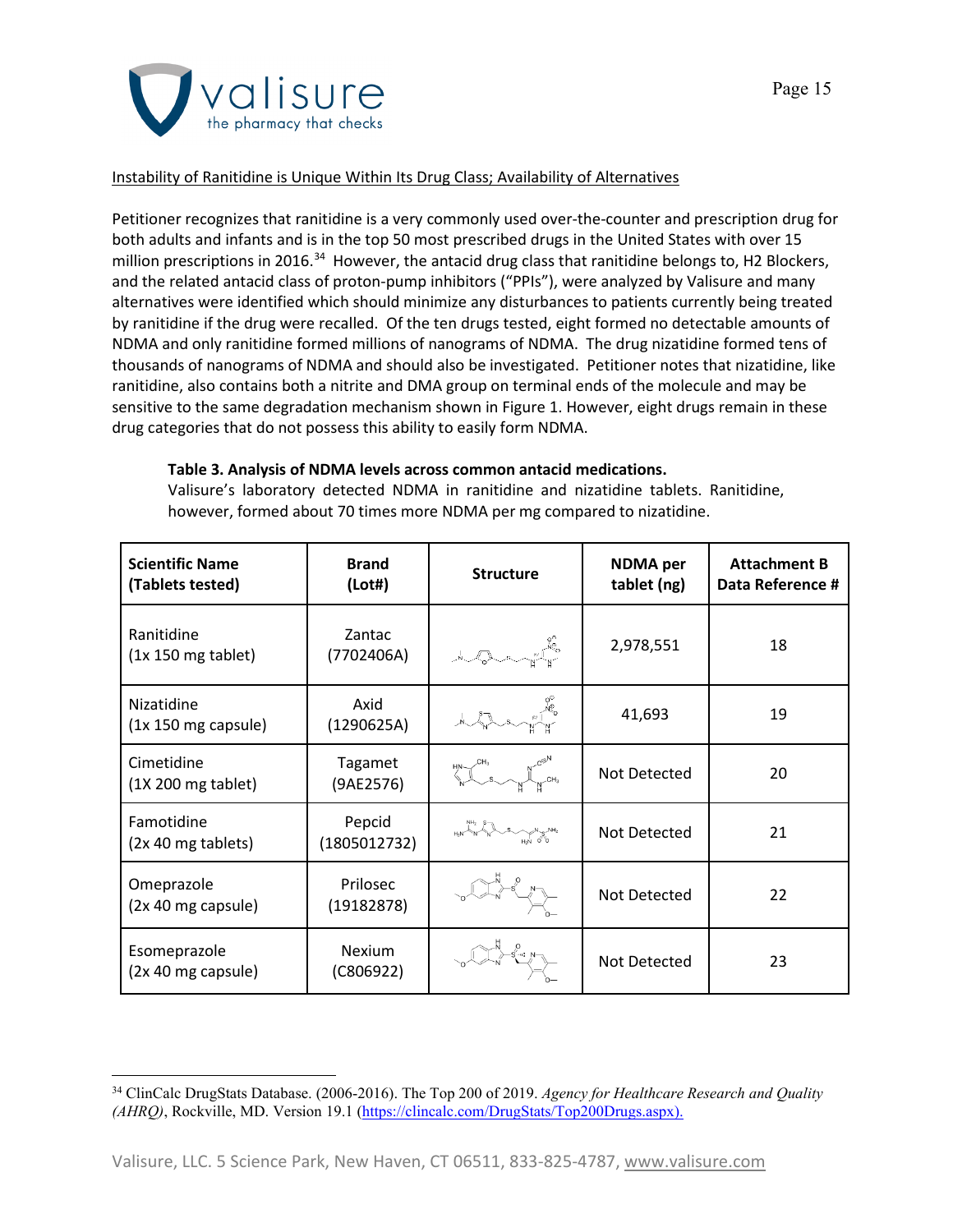<u>Instability of Ranitidine is Unique Within Its Drug Class; Availability of Alternatives</u>

Petitioner recognizes that ranitidine is a very commonly used over-the-counter and prescription drug for both adults and infants and is in the top 50 most prescribed drugs in the United States with over 15 million prescriptions in 2016.[34] However, the antacid drug class that ranitidine belongs to, H2 Blockers, and the related antacid class of proton-pump inhibitors ("PPIs"), were analyzed by Valisure and many alternatives were identified which should minimize any disturbances to patients currently being treated by ranitidine if the drug were recalled. Of the ten drugs tested, eight formed no detectable amounts of NDMA and only ranitidine formed millions of nanograms of NDMA. The drug nizatidine formed tens of thousands of nanograms of NDMA and should also be investigated. Petitioner notes that nizatidine, like ranitidine, also contains both a nitrite and DMA group on terminal ends of the molecule and may be sensitive to the same degradation mechanism shown in Figure 1. However, eight drugs remain in these drug categories that do not possess this ability to easily form NDMA.

**Table 3. Analysis of NDMA levels across common antacid medications.**
Valisure's laboratory detected NDMA in ranitidine and nizatidine tablets. Ranitidine, however, formed about 70 times more NDMA per mg compared to nizatidine.

| Scientific Name (Tablets tested) | Brand (Lot#) | Structure | NDMA per tablet (ng) | Attachment B Data Reference # |
|---|---|---|---|---|
| Ranitidine (1x 150 mg tablet) | Zantac (7702406A) | | 2,978,551 | 18 |
| Nizatidine (1x 150 mg capsule) | Axid (1290625A) | | 41,693 | 19 |
| Cimetidine (1X 200 mg tablet) | Tagamet (9AE2576) | | Not Detected | 20 |
| Famotidine (2x 40 mg tablets) | Pepcid (1805012732) | | Not Detected | 21 |
| Omeprazole (2x 40 mg capsule) | Prilosec (19182878) | | Not Detected | 22 |
| Esomeprazole (2x 40 mg capsule) | Nexium (C806922) | | Not Detected | 23 |

[34] ClinCalc DrugStats Database. (2006-2016). The Top 200 of 2019. *Agency for Healthcare Research and Quality (AHRQ)*, Rockville, MD. Version 19.1 (https://clincalc.com/DrugStats/Top200Drugs.aspx).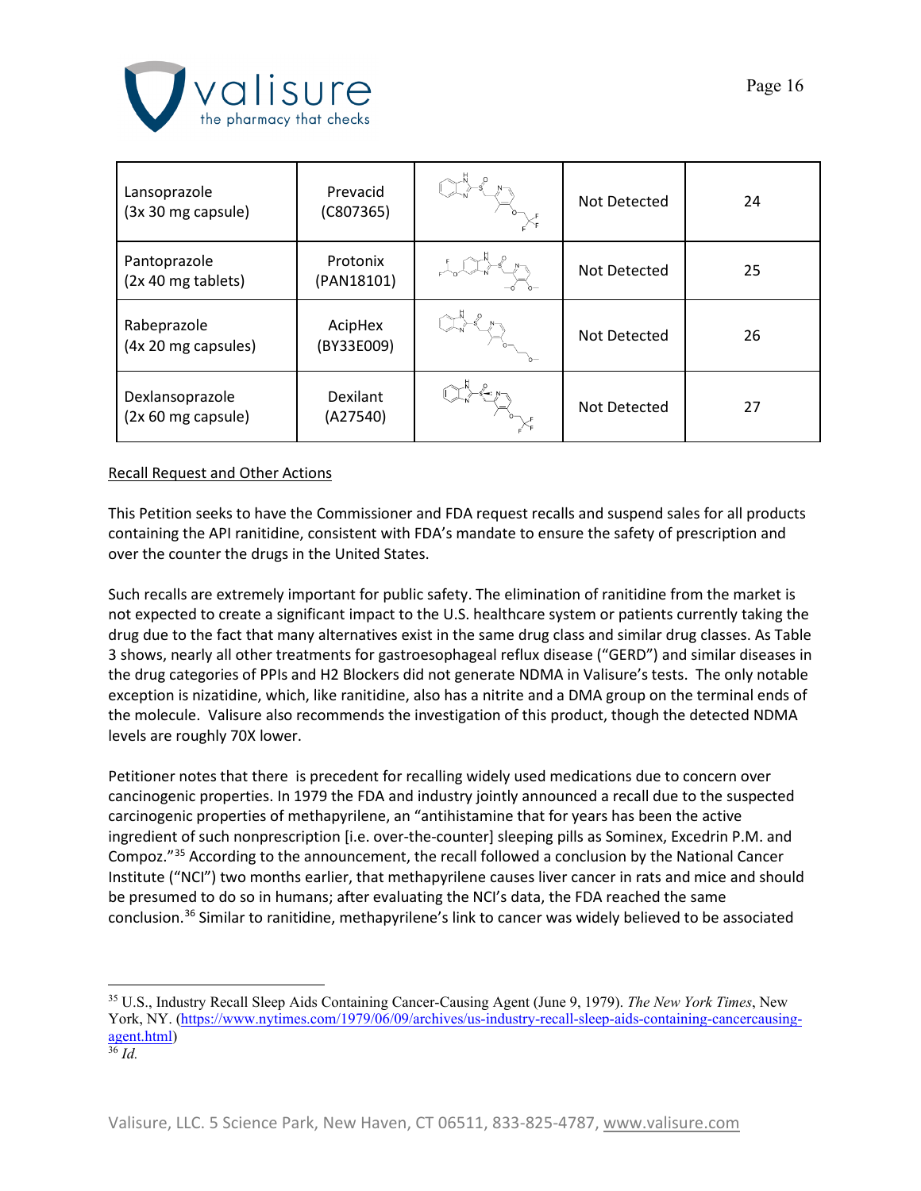| Lansoprazole (3x 30 mg capsule) | Prevacid (C807365) | | Not Detected | 24 |
|---|---|---|---|---|
| Pantoprazole (2x 40 mg tablets) | Protonix (PAN18101) | | Not Detected | 25 |
| Rabeprazole (4x 20 mg capsules) | AcipHex (BY33E009) | | Not Detected | 26 |
| Dexlansoprazole (2x 60 mg capsule) | Dexilant (A27540) | | Not Detected | 27 |

Recall Request and Other Actions

This Petition seeks to have the Commissioner and FDA request recalls and suspend sales for all products containing the API ranitidine, consistent with FDA's mandate to ensure the safety of prescription and over the counter the drugs in the United States.

Such recalls are extremely important for public safety. The elimination of ranitidine from the market is not expected to create a significant impact to the U.S. healthcare system or patients currently taking the drug due to the fact that many alternatives exist in the same drug class and similar drug classes. As Table 3 shows, nearly all other treatments for gastroesophageal reflux disease ("GERD") and similar diseases in the drug categories of PPIs and H2 Blockers did not generate NDMA in Valisure's tests. The only notable exception is nizatidine, which, like ranitidine, also has a nitrite and a DMA group on the terminal ends of the molecule. Valisure also recommends the investigation of this product, though the detected NDMA levels are roughly 70X lower.

Petitioner notes that there is precedent for recalling widely used medications due to concern over cancinogenic properties. In 1979 the FDA and industry jointly announced a recall due to the suspected carcinogenic properties of methapyrilene, an "antihistamine that for years has been the active ingredient of such nonprescription [i.e. over-the-counter] sleeping pills as Sominex, Excedrin P.M. and Compoz."[35] According to the announcement, the recall followed a conclusion by the National Cancer Institute ("NCI") two months earlier, that methapyrilene causes liver cancer in rats and mice and should be presumed to do so in humans; after evaluating the NCI's data, the FDA reached the same conclusion.[36] Similar to ranitidine, methapyrilene's link to cancer was widely believed to be associated

---

[35] U.S., Industry Recall Sleep Aids Containing Cancer-Causing Agent (June 9, 1979). *The New York Times*, New York, NY. (https://www.nytimes.com/1979/06/09/archives/us-industry-recall-sleep-aids-containing-cancercausing-agent.html)

[36] *Id.*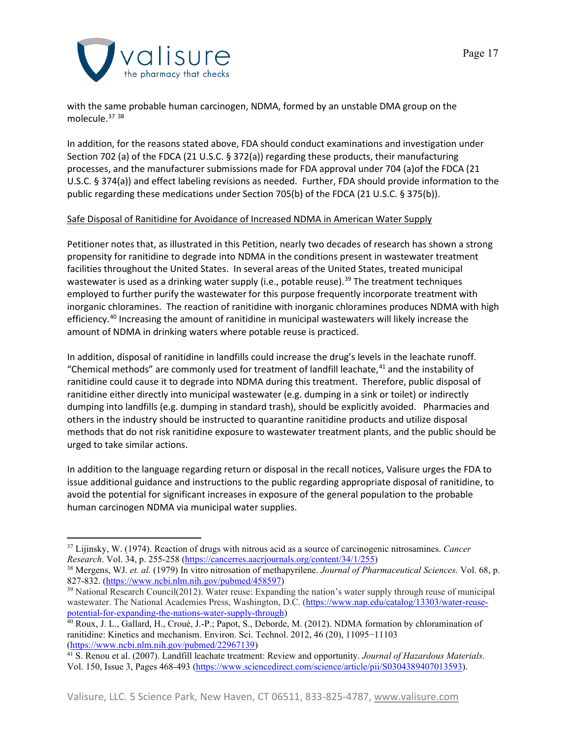with the same probable human carcinogen, NDMA, formed by an unstable DMA group on the molecule.[37] [38]

In addition, for the reasons stated above, FDA should conduct examinations and investigation under Section 702 (a) of the FDCA (21 U.S.C. § 372(a)) regarding these products, their manufacturing processes, and the manufacturer submissions made for FDA approval under 704 (a)of the FDCA (21 U.S.C. § 374(a)) and effect labeling revisions as needed. Further, FDA should provide information to the public regarding these medications under Section 705(b) of the FDCA (21 U.S.C. § 375(b)).

<u>Safe Disposal of Ranitidine for Avoidance of Increased NDMA in American Water Supply</u>

Petitioner notes that, as illustrated in this Petition, nearly two decades of research has shown a strong propensity for ranitidine to degrade into NDMA in the conditions present in wastewater treatment facilities throughout the United States. In several areas of the United States, treated municipal wastewater is used as a drinking water supply (i.e., potable reuse).[39] The treatment techniques employed to further purify the wastewater for this purpose frequently incorporate treatment with inorganic chloramines. The reaction of ranitidine with inorganic chloramines produces NDMA with high efficiency.[40] Increasing the amount of ranitidine in municipal wastewaters will likely increase the amount of NDMA in drinking waters where potable reuse is practiced.

In addition, disposal of ranitidine in landfills could increase the drug's levels in the leachate runoff. "Chemical methods" are commonly used for treatment of landfill leachate,[41] and the instability of ranitidine could cause it to degrade into NDMA during this treatment. Therefore, public disposal of ranitidine either directly into municipal wastewater (e.g. dumping in a sink or toilet) or indirectly dumping into landfills (e.g. dumping in standard trash), should be explicitly avoided. Pharmacies and others in the industry should be instructed to quarantine ranitidine products and utilize disposal methods that do not risk ranitidine exposure to wastewater treatment plants, and the public should be urged to take similar actions.

In addition to the language regarding return or disposal in the recall notices, Valisure urges the FDA to issue additional guidance and instructions to the public regarding appropriate disposal of ranitidine, to avoid the potential for significant increases in exposure of the general population to the probable human carcinogen NDMA via municipal water supplies.

---

[37] Lijinsky, W. (1974). Reaction of drugs with nitrous acid as a source of carcinogenic nitrosamines. *Cancer Research*. Vol. 34, p. 255-258 (https://cancerres.aacrjournals.org/content/34/1/255)

[38] Mergens, WJ. *et. al.* (1979) In vitro nitrosation of methapyrilene. *Journal of Pharmaceutical Sciences.* Vol. 68, p. 827-832. (https://www.ncbi.nlm.nih.gov/pubmed/458597)

[39] National Research Council(2012). Water reuse: Expanding the nation's water supply through reuse of municipal wastewater. The National Academies Press, Washington, D.C. (https://www.nap.edu/catalog/13303/water-reuse-potential-for-expanding-the-nations-water-supply-through)

[40] Roux, J. L., Gallard, H., Croué, J.-P.; Papot, S., Deborde, M. (2012). NDMA formation by chloramination of ranitidine: Kinetics and mechanism. Environ. Sci. Technol. 2012, 46 (20), 11095−11103 (https://www.ncbi.nlm.nih.gov/pubmed/22967139)

[41] S. Renou et al. (2007). Landfill leachate treatment: Review and opportunity. *Journal of Hazardous Materials*. Vol. 150, Issue 3, Pages 468-493 (https://www.sciencedirect.com/science/article/pii/S0304389407013593).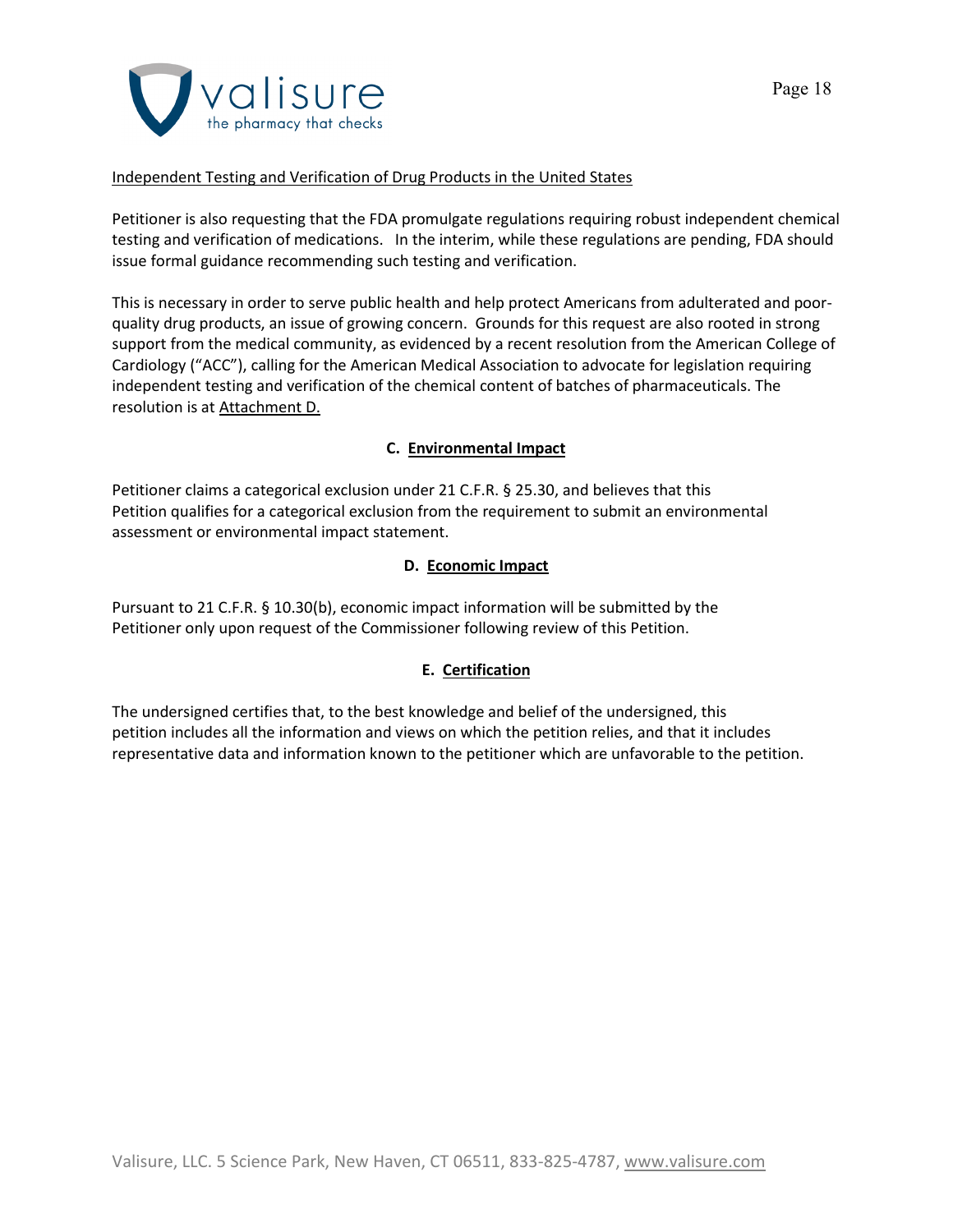Independent Testing and Verification of Drug Products in the United States

Petitioner is also requesting that the FDA promulgate regulations requiring robust independent chemical testing and verification of medications. In the interim, while these regulations are pending, FDA should issue formal guidance recommending such testing and verification.

This is necessary in order to serve public health and help protect Americans from adulterated and poor-quality drug products, an issue of growing concern. Grounds for this request are also rooted in strong support from the medical community, as evidenced by a recent resolution from the American College of Cardiology ("ACC"), calling for the American Medical Association to advocate for legislation requiring independent testing and verification of the chemical content of batches of pharmaceuticals. The resolution is at Attachment D.

### C. Environmental Impact

Petitioner claims a categorical exclusion under 21 C.F.R. § 25.30, and believes that this Petition qualifies for a categorical exclusion from the requirement to submit an environmental assessment or environmental impact statement.

### D. Economic Impact

Pursuant to 21 C.F.R. § 10.30(b), economic impact information will be submitted by the Petitioner only upon request of the Commissioner following review of this Petition.

### E. Certification

The undersigned certifies that, to the best knowledge and belief of the undersigned, this petition includes all the information and views on which the petition relies, and that it includes representative data and information known to the petitioner which are unfavorable to the petition.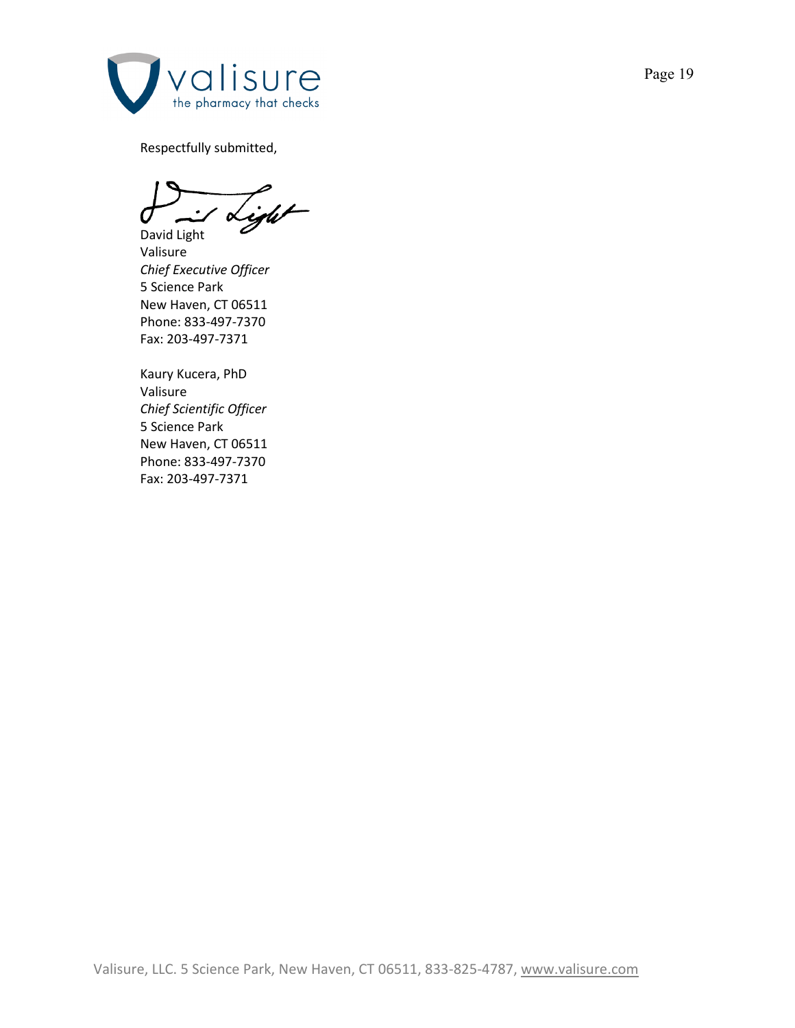Respectfully submitted,

David Light
Valisure
*Chief Executive Officer*
5 Science Park
New Haven, CT 06511
Phone: 833-497-7370
Fax: 203-497-7371

Kaury Kucera, PhD
Valisure
*Chief Scientific Officer*
5 Science Park
New Haven, CT 06511
Phone: 833-497-7370
Fax: 203-497-7371